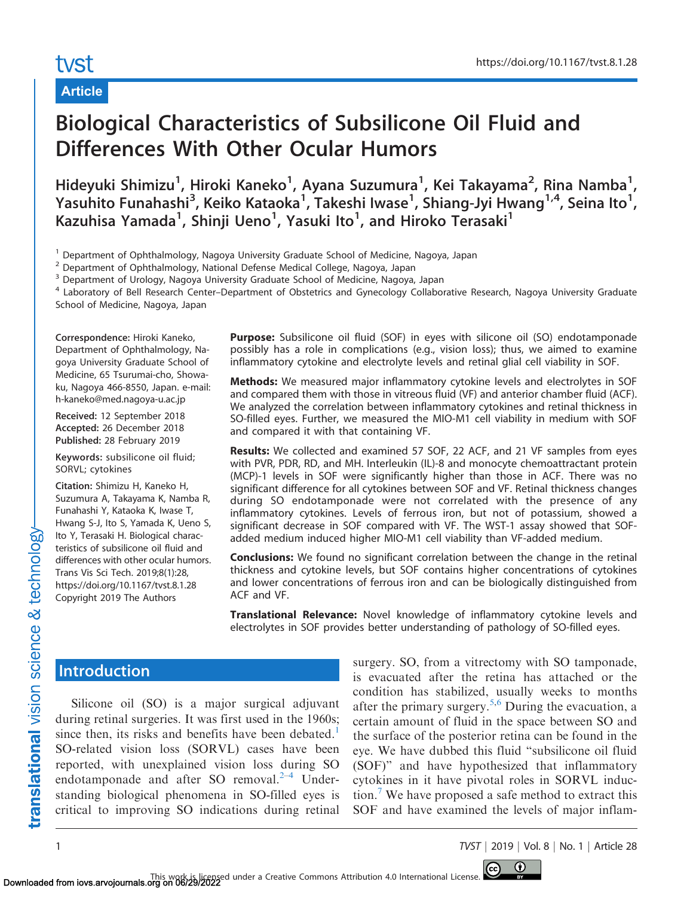Article

# Biological Characteristics of Subsilicone Oil Fluid and Differences With Other Ocular Humors

Hideyuki Shimizu[1], Hiroki Kaneko[1], Ayana Suzumura[1], Kei Takayama[2], Rina Namba[1], Yasuhito Funahashi[3], Keiko Kataoka[1], Takeshi Iwase[1], Shiang-Jyi Hwang[1,4], Seina Ito[1], Kazuhisa Yamada[1], Shinji Ueno[1], Yasuki Ito[1], and Hiroko Terasaki[1]

[1] Department of Ophthalmology, Nagoya University Graduate School of Medicine, Nagoya, Japan
[2] Department of Ophthalmology, National Defense Medical College, Nagoya, Japan
[3] Department of Urology, Nagoya University Graduate School of Medicine, Nagoya, Japan
[4] Laboratory of Bell Research Center–Department of Obstetrics and Gynecology Collaborative Research, Nagoya University Graduate School of Medicine, Nagoya, Japan

**Correspondence:** Hiroki Kaneko, Department of Ophthalmology, Nagoya University Graduate School of Medicine, 65 Tsurumai-cho, Showa-ku, Nagoya 466-8550, Japan. e-mail: h-kaneko@med.nagoya-u.ac.jp

**Received:** 12 September 2018
**Accepted:** 26 December 2018
**Published:** 28 February 2019

**Keywords:** subsilicone oil fluid; SORVL; cytokines

**Citation:** Shimizu H, Kaneko H, Suzumura A, Takayama K, Namba R, Funahashi Y, Kataoka K, Iwase T, Hwang S-J, Ito S, Yamada K, Ueno S, Ito Y, Terasaki H. Biological characteristics of subsilicone oil fluid and differences with other ocular humors. Trans Vis Sci Tech. 2019;8(1):28, https://doi.org/10.1167/tvst.8.1.28
Copyright 2019 The Authors

**Purpose:** Subsilicone oil fluid (SOF) in eyes with silicone oil (SO) endotamponade possibly has a role in complications (e.g., vision loss); thus, we aimed to examine inflammatory cytokine and electrolyte levels and retinal glial cell viability in SOF.

**Methods:** We measured major inflammatory cytokine levels and electrolytes in SOF and compared them with those in vitreous fluid (VF) and anterior chamber fluid (ACF). We analyzed the correlation between inflammatory cytokines and retinal thickness in SO-filled eyes. Further, we measured the MIO-M1 cell viability in medium with SOF and compared it with that containing VF.

**Results:** We collected and examined 57 SOF, 22 ACF, and 21 VF samples from eyes with PVR, PDR, RD, and MH. Interleukin (IL)-8 and monocyte chemoattractant protein (MCP)-1 levels in SOF were significantly higher than those in ACF. There was no significant difference for all cytokines between SOF and VF. Retinal thickness changes during SO endotamponade were not correlated with the presence of any inflammatory cytokines. Levels of ferrous iron, but not of potassium, showed a significant decrease in SOF compared with VF. The WST-1 assay showed that SOF-added medium induced higher MIO-M1 cell viability than VF-added medium.

**Conclusions:** We found no significant correlation between the change in the retinal thickness and cytokine levels, but SOF contains higher concentrations of cytokines and lower concentrations of ferrous iron and can be biologically distinguished from ACF and VF.

**Translational Relevance:** Novel knowledge of inflammatory cytokine levels and electrolytes in SOF provides better understanding of pathology of SO-filled eyes.

## Introduction

Silicone oil (SO) is a major surgical adjuvant during retinal surgeries. It was first used in the 1960s; since then, its risks and benefits have been debated.[1] SO-related vision loss (SORVL) cases have been reported, with unexplained vision loss during SO endotamponade and after SO removal.[2–4] Understanding biological phenomena in SO-filled eyes is critical to improving SO indications during retinal surgery. SO, from a vitrectomy with SO tamponade, is evacuated after the retina has attached or the condition has stabilized, usually weeks to months after the primary surgery.[5,6] During the evacuation, a certain amount of fluid in the space between SO and the surface of the posterior retina can be found in the eye. We have dubbed this fluid "subsilicone oil fluid (SOF)" and have hypothesized that inflammatory cytokines in it have pivotal roles in SORVL induction.[7] We have proposed a safe method to extract this SOF and have examined the levels of major inflam-

This work is licensed under a Creative Commons Attribution 4.0 International License.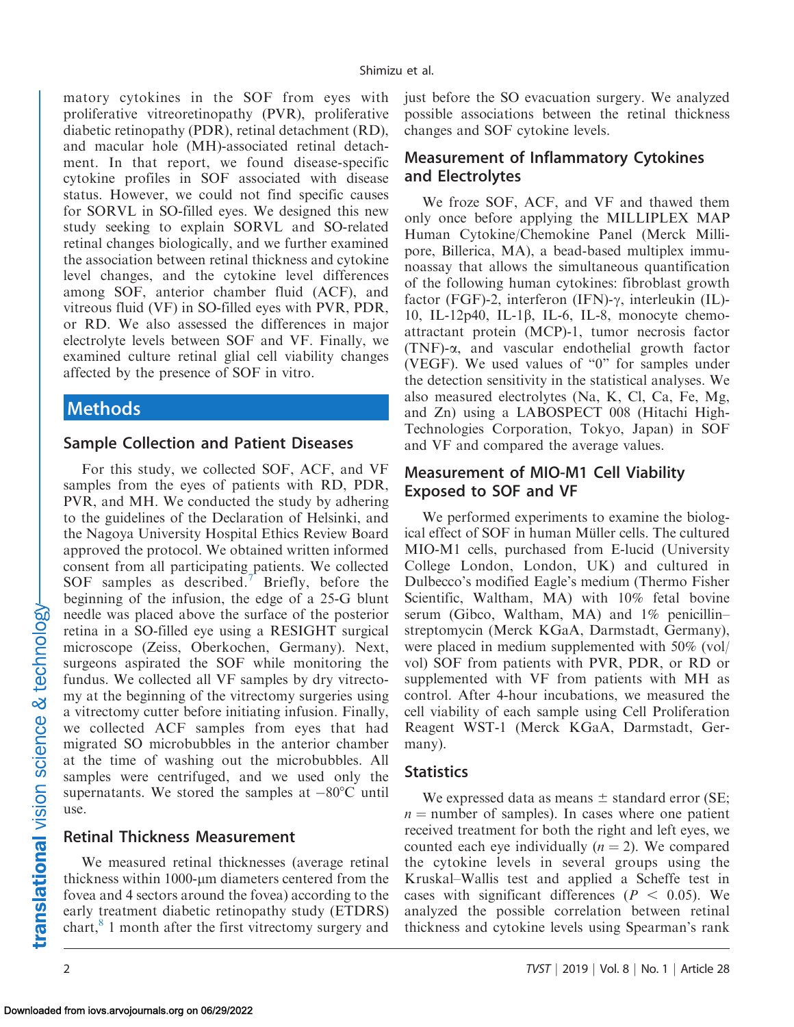matory cytokines in the SOF from eyes with proliferative vitreoretinopathy (PVR), proliferative diabetic retinopathy (PDR), retinal detachment (RD), and macular hole (MH)-associated retinal detachment. In that report, we found disease-specific cytokine profiles in SOF associated with disease status. However, we could not find specific causes for SORVL in SO-filled eyes. We designed this new study seeking to explain SORVL and SO-related retinal changes biologically, and we further examined the association between retinal thickness and cytokine level changes, and the cytokine level differences among SOF, anterior chamber fluid (ACF), and vitreous fluid (VF) in SO-filled eyes with PVR, PDR, or RD. We also assessed the differences in major electrolyte levels between SOF and VF. Finally, we examined culture retinal glial cell viability changes affected by the presence of SOF in vitro.

## Methods

### Sample Collection and Patient Diseases

For this study, we collected SOF, ACF, and VF samples from the eyes of patients with RD, PDR, PVR, and MH. We conducted the study by adhering to the guidelines of the Declaration of Helsinki, and the Nagoya University Hospital Ethics Review Board approved the protocol. We obtained written informed consent from all participating patients. We collected SOF samples as described.[7] Briefly, before the beginning of the infusion, the edge of a 25-G blunt needle was placed above the surface of the posterior retina in a SO-filled eye using a RESIGHT surgical microscope (Zeiss, Oberkochen, Germany). Next, surgeons aspirated the SOF while monitoring the fundus. We collected all VF samples by dry vitrectomy at the beginning of the vitrectomy surgeries using a vitrectomy cutter before initiating infusion. Finally, we collected ACF samples from eyes that had migrated SO microbubbles in the anterior chamber at the time of washing out the microbubbles. All samples were centrifuged, and we used only the supernatants. We stored the samples at −80°C until use.

### Retinal Thickness Measurement

We measured retinal thicknesses (average retinal thickness within 1000-μm diameters centered from the fovea and 4 sectors around the fovea) according to the early treatment diabetic retinopathy study (ETDRS) chart,[8] 1 month after the first vitrectomy surgery and just before the SO evacuation surgery. We analyzed possible associations between the retinal thickness changes and SOF cytokine levels.

### Measurement of Inflammatory Cytokines and Electrolytes

We froze SOF, ACF, and VF and thawed them only once before applying the MILLIPLEX MAP Human Cytokine/Chemokine Panel (Merck Millipore, Billerica, MA), a bead-based multiplex immunoassay that allows the simultaneous quantification of the following human cytokines: fibroblast growth factor (FGF)-2, interferon (IFN)-γ, interleukin (IL)-10, IL-12p40, IL-1β, IL-6, IL-8, monocyte chemoattractant protein (MCP)-1, tumor necrosis factor (TNF)-α, and vascular endothelial growth factor (VEGF). We used values of "0" for samples under the detection sensitivity in the statistical analyses. We also measured electrolytes (Na, K, Cl, Ca, Fe, Mg, and Zn) using a LABOSPECT 008 (Hitachi High-Technologies Corporation, Tokyo, Japan) in SOF and VF and compared the average values.

### Measurement of MIO-M1 Cell Viability Exposed to SOF and VF

We performed experiments to examine the biological effect of SOF in human Müller cells. The cultured MIO-M1 cells, purchased from E-lucid (University College London, London, UK) and cultured in Dulbecco's modified Eagle's medium (Thermo Fisher Scientific, Waltham, MA) with 10% fetal bovine serum (Gibco, Waltham, MA) and 1% penicillin–streptomycin (Merck KGaA, Darmstadt, Germany), were placed in medium supplemented with 50% (vol/vol) SOF from patients with PVR, PDR, or RD or supplemented with VF from patients with MH as control. After 4-hour incubations, we measured the cell viability of each sample using Cell Proliferation Reagent WST-1 (Merck KGaA, Darmstadt, Germany).

### Statistics

We expressed data as means ± standard error (SE; $n$ = number of samples). In cases where one patient received treatment for both the right and left eyes, we counted each eye individually ($n = 2$). We compared the cytokine levels in several groups using the Kruskal–Wallis test and applied a Scheffe test in cases with significant differences ($P < 0.05$). We analyzed the possible correlation between retinal thickness and cytokine levels using Spearman's rank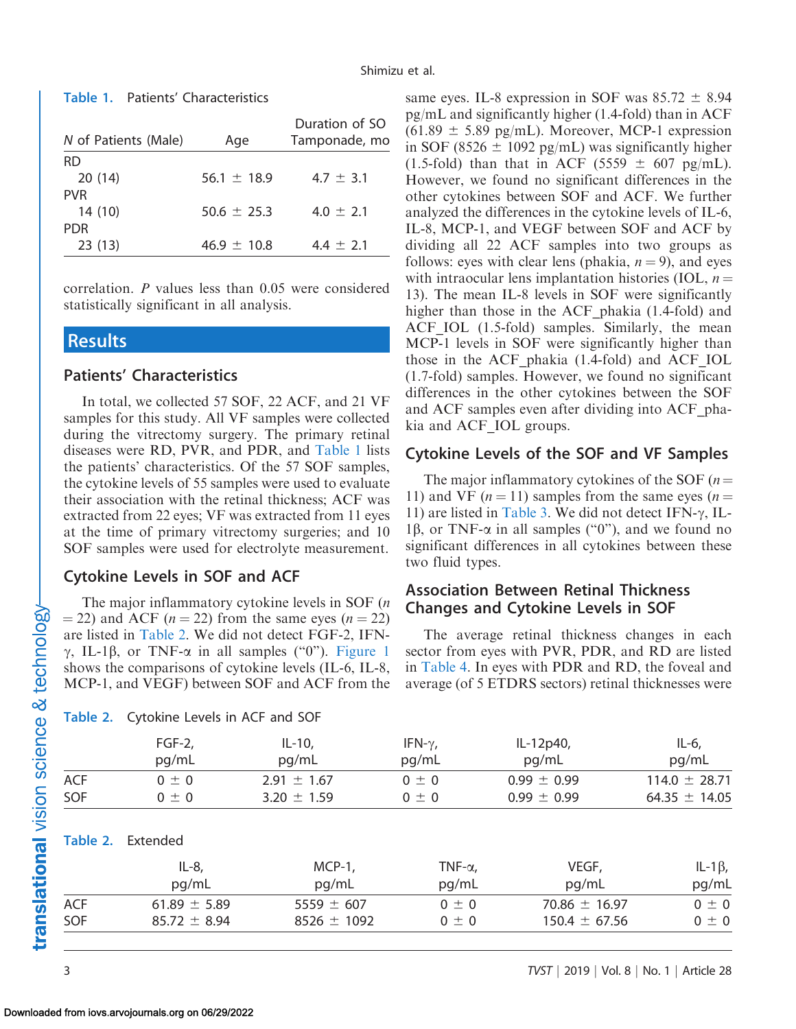**Table 1.** Patients' Characteristics

| N of Patients (Male) | Age | Duration of SO Tamponade, mo |
|---|---|---|
| RD | | |
| 20 (14) | 56.1 ± 18.9 | 4.7 ± 3.1 |
| PVR | | |
| 14 (10) | 50.6 ± 25.3 | 4.0 ± 2.1 |
| PDR | | |
| 23 (13) | 46.9 ± 10.8 | 4.4 ± 2.1 |

correlation. $P$ values less than 0.05 were considered statistically significant in all analysis.

## Results

### Patients' Characteristics

In total, we collected 57 SOF, 22 ACF, and 21 VF samples for this study. All VF samples were collected during the vitrectomy surgery. The primary retinal diseases were RD, PVR, and PDR, and Table 1 lists the patients' characteristics. Of the 57 SOF samples, the cytokine levels of 55 samples were used to evaluate their association with the retinal thickness; ACF was extracted from 22 eyes; VF was extracted from 11 eyes at the time of primary vitrectomy surgeries; and 10 SOF samples were used for electrolyte measurement.

### Cytokine Levels in SOF and ACF

The major inflammatory cytokine levels in SOF ($n = 22$) and ACF ($n = 22$) from the same eyes ($n = 22$) are listed in Table 2. We did not detect FGF-2, IFN-γ, IL-1β, or TNF-α in all samples ("0"). Figure 1 shows the comparisons of cytokine levels (IL-6, IL-8, MCP-1, and VEGF) between SOF and ACF from the same eyes. IL-8 expression in SOF was 85.72 ± 8.94 pg/mL and significantly higher (1.4-fold) than in ACF (61.89 ± 5.89 pg/mL). Moreover, MCP-1 expression in SOF (8526 ± 1092 pg/mL) was significantly higher (1.5-fold) than that in ACF (5559 ± 607 pg/mL). However, we found no significant differences in the other cytokines between SOF and ACF. We further analyzed the differences in the cytokine levels of IL-6, IL-8, MCP-1, and VEGF between SOF and ACF by dividing all 22 ACF samples into two groups as follows: eyes with clear lens (phakia, $n = 9$), and eyes with intraocular lens implantation histories (IOL, $n = 13$). The mean IL-8 levels in SOF were significantly higher than those in the ACF_phakia (1.4-fold) and ACF_IOL (1.5-fold) samples. Similarly, the mean MCP-1 levels in SOF were significantly higher than those in the ACF_phakia (1.4-fold) and ACF_IOL (1.7-fold) samples. However, we found no significant differences in the other cytokines between the SOF and ACF samples even after dividing into ACF_phakia and ACF_IOL groups.

### Cytokine Levels of the SOF and VF Samples

The major inflammatory cytokines of the SOF ($n = 11$) and VF ($n = 11$) samples from the same eyes ($n = 11$) are listed in Table 3. We did not detect IFN-γ, IL-1β, or TNF-α in all samples ("0"), and we found no significant differences in all cytokines between these two fluid types.

### Association Between Retinal Thickness Changes and Cytokine Levels in SOF

The average retinal thickness changes in each sector from eyes with PVR, PDR, and RD are listed in Table 4. In eyes with PDR and RD, the foveal and average (of 5 ETDRS sectors) retinal thicknesses were

**Table 2.** Cytokine Levels in ACF and SOF

| | FGF-2, pg/mL | IL-10, pg/mL | IFN-γ, pg/mL | IL-12p40, pg/mL | IL-6, pg/mL | IL-8, pg/mL | MCP-1, pg/mL | TNF-α, pg/mL | VEGF, pg/mL | IL-1β, pg/mL |
|---|---|---|---|---|---|---|---|---|---|---|
| ACF | 0 ± 0 | 2.91 ± 1.67 | 0 ± 0 | 0.99 ± 0.99 | 114.0 ± 28.71 | 61.89 ± 5.89 | 5559 ± 607 | 0 ± 0 | 70.86 ± 16.97 | 0 ± 0 |
| SOF | 0 ± 0 | 3.20 ± 1.59 | 0 ± 0 | 0.99 ± 0.99 | 64.35 ± 14.05 | 85.72 ± 8.94 | 8526 ± 1092 | 0 ± 0 | 150.4 ± 67.56 | 0 ± 0 |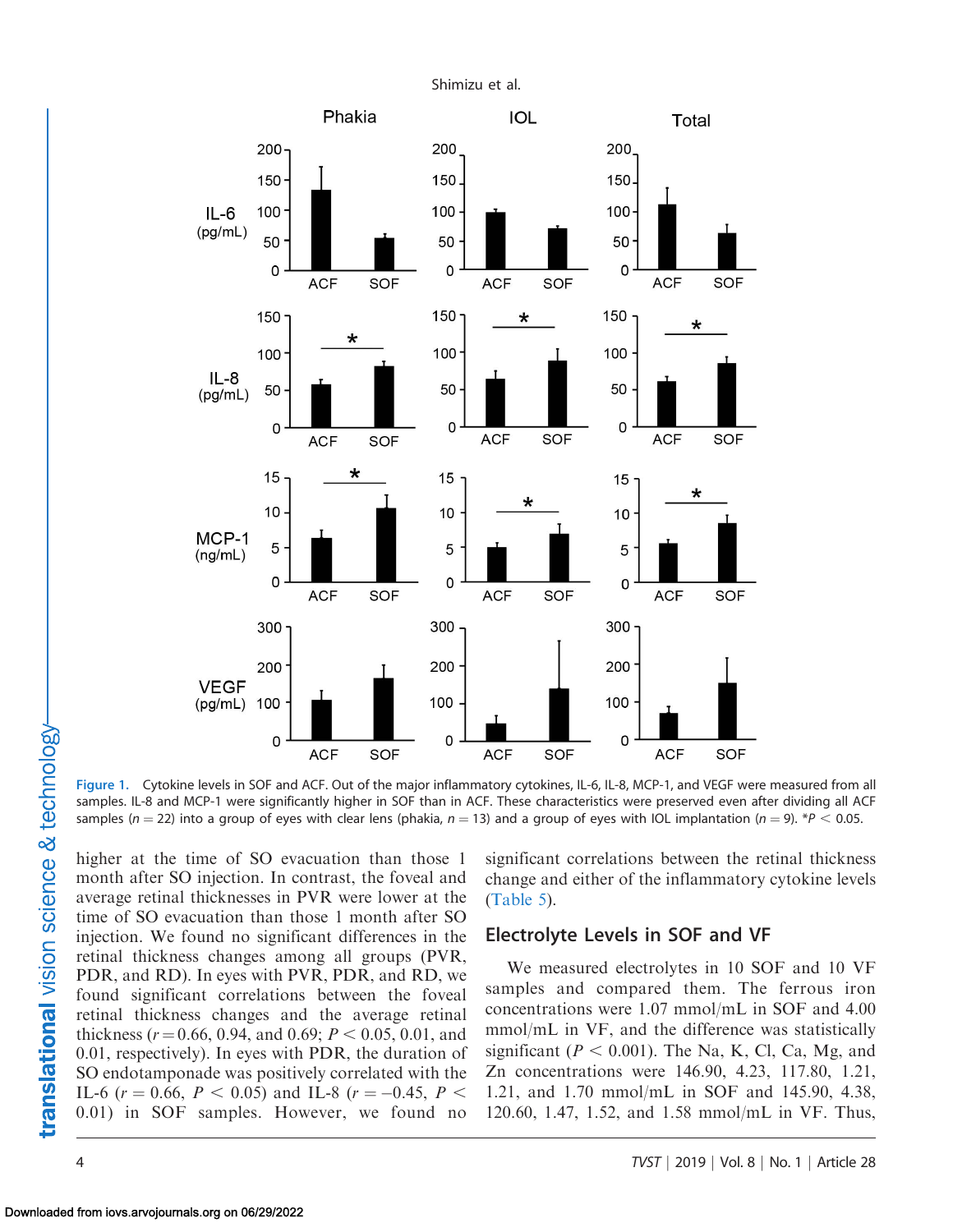Figure 1. Cytokine levels in SOF and ACF. Out of the major inflammatory cytokines, IL-6, IL-8, MCP-1, and VEGF were measured from all samples. IL-8 and MCP-1 were significantly higher in SOF than in ACF. These characteristics were preserved even after dividing all ACF samples ($n = 22$) into a group of eyes with clear lens (phakia, $n = 13$) and a group of eyes with IOL implantation ($n = 9$). *$P < 0.05$.

higher at the time of SO evacuation than those 1 month after SO injection. In contrast, the foveal and average retinal thicknesses in PVR were lower at the time of SO evacuation than those 1 month after SO injection. We found no significant differences in the retinal thickness changes among all groups (PVR, PDR, and RD). In eyes with PVR, PDR, and RD, we found significant correlations between the foveal retinal thickness changes and the average retinal thickness ($r = 0.66$, 0.94, and 0.69; $P < 0.05$, 0.01, and 0.01, respectively). In eyes with PDR, the duration of SO endotamponade was positively correlated with the IL-6 ($r = 0.66$, $P < 0.05$) and IL-8 ($r = -0.45$, $P < 0.01$) in SOF samples. However, we found no significant correlations between the retinal thickness change and either of the inflammatory cytokine levels (Table 5).

## Electrolyte Levels in SOF and VF

We measured electrolytes in 10 SOF and 10 VF samples and compared them. The ferrous iron concentrations were 1.07 mmol/mL in SOF and 4.00 mmol/mL in VF, and the difference was statistically significant ($P < 0.001$). The Na, K, Cl, Ca, Mg, and Zn concentrations were 146.90, 4.23, 117.80, 1.21, 1.21, and 1.70 mmol/mL in SOF and 145.90, 4.38, 120.60, 1.47, 1.52, and 1.58 mmol/mL in VF. Thus,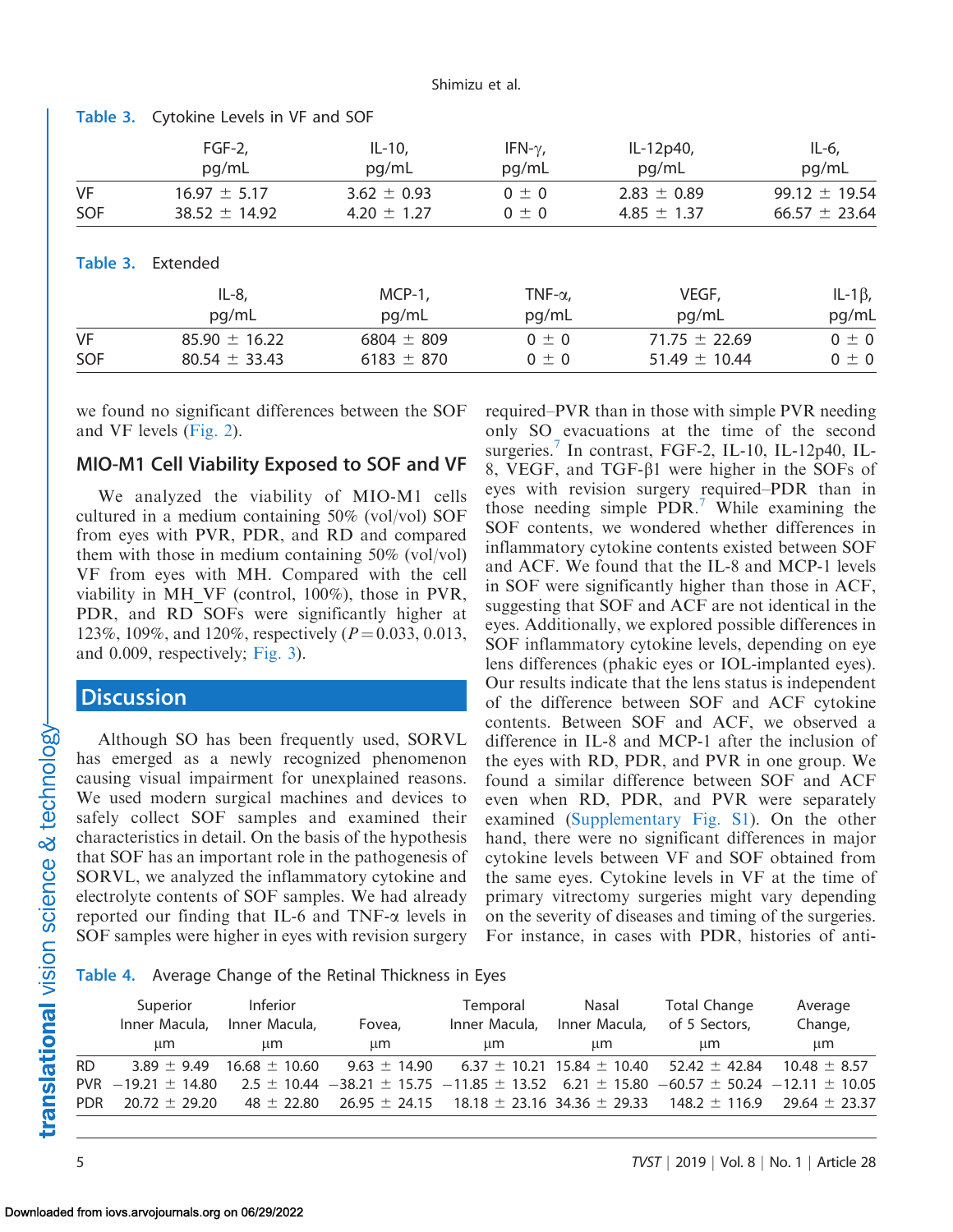**Table 3.** Cytokine Levels in VF and SOF

| | FGF-2, pg/mL | IL-10, pg/mL | IFN-γ, pg/mL | IL-12p40, pg/mL | IL-6, pg/mL |
|---|---|---|---|---|---|
| VF | 16.97 ± 5.17 | 3.62 ± 0.93 | 0 ± 0 | 2.83 ± 0.89 | 99.12 ± 19.54 |
| SOF | 38.52 ± 14.92 | 4.20 ± 1.27 | 0 ± 0 | 4.85 ± 1.37 | 66.57 ± 23.64 |

**Table 3.** Extended

| | IL-8, pg/mL | MCP-1, pg/mL | TNF-α, pg/mL | VEGF, pg/mL | IL-1β, pg/mL |
|---|---|---|---|---|---|
| VF | 85.90 ± 16.22 | 6804 ± 809 | 0 ± 0 | 71.75 ± 22.69 | 0 ± 0 |
| SOF | 80.54 ± 33.43 | 6183 ± 870 | 0 ± 0 | 51.49 ± 10.44 | 0 ± 0 |

we found no significant differences between the SOF and VF levels (Fig. 2).

## MIO-M1 Cell Viability Exposed to SOF and VF

We analyzed the viability of MIO-M1 cells cultured in a medium containing 50% (vol/vol) SOF from eyes with PVR, PDR, and RD and compared them with those in medium containing 50% (vol/vol) VF from eyes with MH. Compared with the cell viability in MH_VF (control, 100%), those in PVR, PDR, and RD SOFs were significantly higher at 123%, 109%, and 120%, respectively ($P = 0.033$, 0.013, and 0.009, respectively; Fig. 3).

# Discussion

Although SO has been frequently used, SORVL has emerged as a newly recognized phenomenon causing visual impairment for unexplained reasons. We used modern surgical machines and devices to safely collect SOF samples and examined their characteristics in detail. On the basis of the hypothesis that SOF has an important role in the pathogenesis of SORVL, we analyzed the inflammatory cytokine and electrolyte contents of SOF samples. We had already reported our finding that IL-6 and TNF-α levels in SOF samples were higher in eyes with revision surgery required–PVR than in those with simple PVR needing only SO evacuations at the time of the second surgeries.[7] In contrast, FGF-2, IL-10, IL-12p40, IL-8, VEGF, and TGF-β1 were higher in the SOFs of eyes with revision surgery required–PDR than in those needing simple PDR.[7] While examining the SOF contents, we wondered whether differences in inflammatory cytokine contents existed between SOF and ACF. We found that the IL-8 and MCP-1 levels in SOF were significantly higher than those in ACF, suggesting that SOF and ACF are not identical in the eyes. Additionally, we explored possible differences in SOF inflammatory cytokine levels, depending on eye lens differences (phakic eyes or IOL-implanted eyes). Our results indicate that the lens status is independent of the difference between SOF and ACF cytokine contents. Between SOF and ACF, we observed a difference in IL-8 and MCP-1 after the inclusion of the eyes with RD, PDR, and PVR in one group. We found a similar difference between SOF and ACF even when RD, PDR, and PVR were separately examined (Supplementary Fig. S1). On the other hand, there were no significant differences in major cytokine levels between VF and SOF obtained from the same eyes. Cytokine levels in VF at the time of primary vitrectomy surgeries might vary depending on the severity of diseases and timing of the surgeries. For instance, in cases with PDR, histories of anti-

**Table 4.** Average Change of the Retinal Thickness in Eyes

| | Superior Inner Macula, μm | Inferior Inner Macula, μm | Fovea, μm | Temporal Inner Macula, μm | Nasal Inner Macula, μm | Total Change of 5 Sectors, μm | Average Change, μm |
|---|---|---|---|---|---|---|---|
| RD | 3.89 ± 9.49 | 16.68 ± 10.60 | 9.63 ± 14.90 | 6.37 ± 10.21 | 15.84 ± 10.40 | 52.42 ± 42.84 | 10.48 ± 8.57 |
| PVR | −19.21 ± 14.80 | 2.5 ± 10.44 | −38.21 ± 15.75 | −11.85 ± 13.52 | 6.21 ± 15.80 | −60.57 ± 50.24 | −12.11 ± 10.05 |
| PDR | 20.72 ± 29.20 | 48 ± 22.80 | 26.95 ± 24.15 | 18.18 ± 23.16 | 34.36 ± 29.33 | 148.2 ± 116.9 | 29.64 ± 23.37 |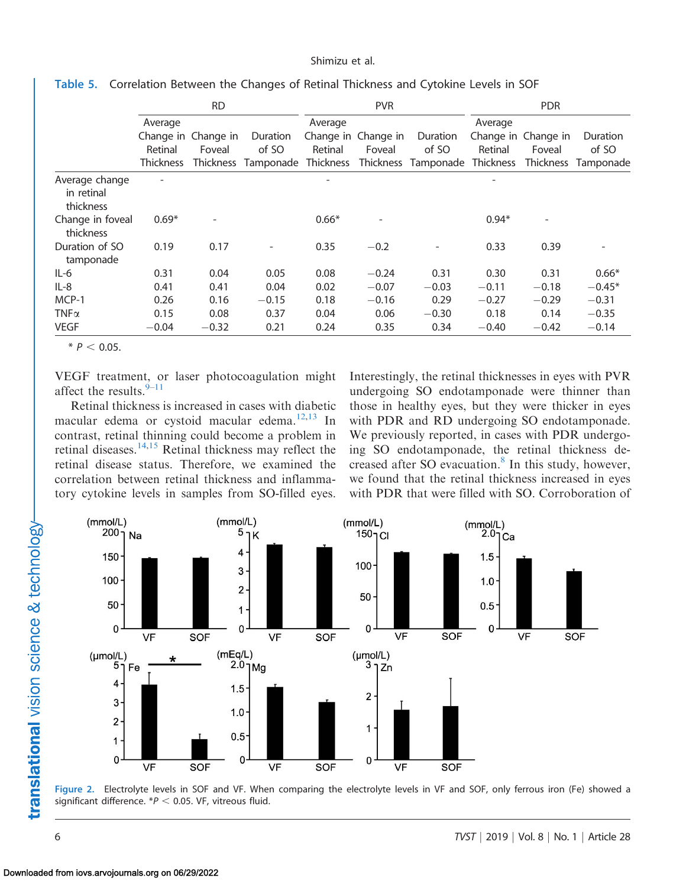**Table 5.** Correlation Between the Changes of Retinal Thickness and Cytokine Levels in SOF

| | RD | | | PVR | | | PDR | | |
|---|---|---|---|---|---|---|---|---|---|
| | Average Change in Retinal Thickness | Change in Foveal Thickness | Duration of SO Tamponade | Average Change in Retinal Thickness | Change in Foveal Thickness | Duration of SO Tamponade | Average Change in Retinal Thickness | Change in Foveal Thickness | Duration of SO Tamponade |
| Average change in retinal thickness | - | | | - | | | - | | |
| Change in foveal thickness | 0.69* | - | | 0.66* | - | | 0.94* | - | |
| Duration of SO tamponade | 0.19 | 0.17 | - | 0.35 | −0.2 | - | 0.33 | 0.39 | - |
| IL-6 | 0.31 | 0.04 | 0.05 | 0.08 | −0.24 | 0.31 | 0.30 | 0.31 | 0.66* |
| IL-8 | 0.41 | 0.41 | 0.04 | 0.02 | −0.07 | −0.03 | −0.11 | −0.18 | −0.45* |
| MCP-1 | 0.26 | 0.16 | −0.15 | 0.18 | −0.16 | 0.29 | −0.27 | −0.29 | −0.31 |
| TNFα | 0.15 | 0.08 | 0.37 | 0.04 | 0.06 | −0.30 | 0.18 | 0.14 | −0.35 |
| VEGF | −0.04 | −0.32 | 0.21 | 0.24 | 0.35 | 0.34 | −0.40 | −0.42 | −0.14 |

\* $P < 0.05$.

VEGF treatment, or laser photocoagulation might affect the results.[9–11]

Retinal thickness is increased in cases with diabetic macular edema or cystoid macular edema.[12,13] In contrast, retinal thinning could become a problem in retinal diseases.[14,15] Retinal thickness may reflect the retinal disease status. Therefore, we examined the correlation between retinal thickness and inflammatory cytokine levels in samples from SO-filled eyes. Interestingly, the retinal thicknesses in eyes with PVR undergoing SO endotamponade were thinner than those in healthy eyes, but they were thicker in eyes with PDR and RD undergoing SO endotamponade. We previously reported, in cases with PDR undergoing SO endotamponade, the retinal thickness decreased after SO evacuation.[8] In this study, however, we found that the retinal thickness increased in eyes with PDR that were filled with SO. Corroboration of

**Figure 2.** Electrolyte levels in SOF and VF. When comparing the electrolyte levels in VF and SOF, only ferrous iron (Fe) showed a significant difference. *$P < 0.05$. VF, vitreous fluid.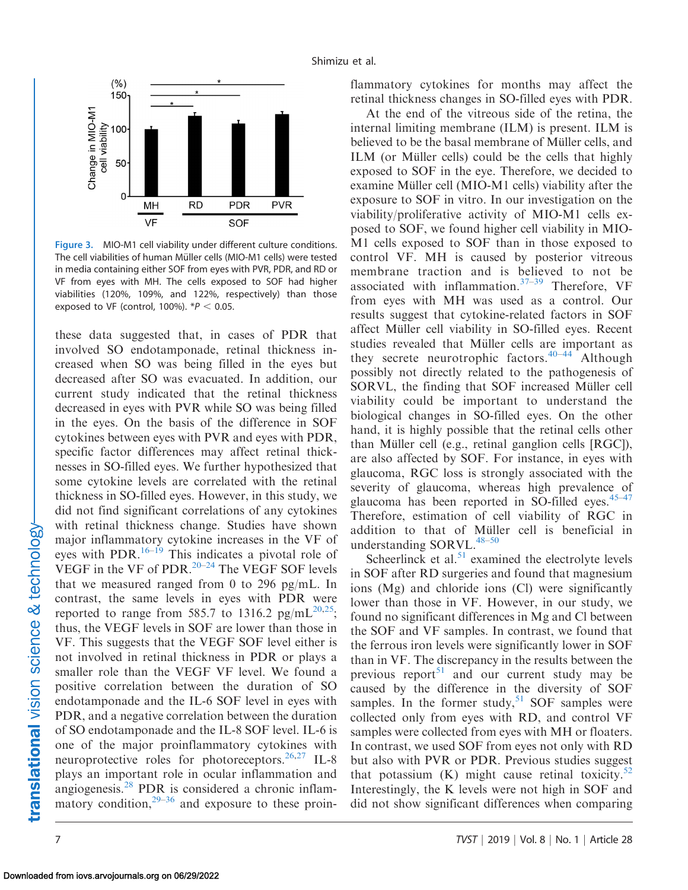Figure 3. MIO-M1 cell viability under different culture conditions. The cell viabilities of human Müller cells (MIO-M1 cells) were tested in media containing either SOF from eyes with PVR, PDR, and RD or VF from eyes with MH. The cells exposed to SOF had higher viabilities (120%, 109%, and 122%, respectively) than those exposed to VF (control, 100%). $^{*}P < 0.05$.

these data suggested that, in cases of PDR that involved SO endotamponade, retinal thickness increased when SO was being filled in the eyes but decreased after SO was evacuated. In addition, our current study indicated that the retinal thickness decreased in eyes with PVR while SO was being filled in the eyes. On the basis of the difference in SOF cytokines between eyes with PVR and eyes with PDR, specific factor differences may affect retinal thicknesses in SO-filled eyes. We further hypothesized that some cytokine levels are correlated with the retinal thickness in SO-filled eyes. However, in this study, we did not find significant correlations of any cytokines with retinal thickness change. Studies have shown major inflammatory cytokine increases in the VF of eyes with PDR.[16–19] This indicates a pivotal role of VEGF in the VF of PDR.[20–24] The VEGF SOF levels that we measured ranged from 0 to 296 pg/mL. In contrast, the same levels in eyes with PDR were reported to range from 585.7 to 1316.2 pg/mL[20,25]; thus, the VEGF levels in SOF are lower than those in VF. This suggests that the VEGF SOF level either is not involved in retinal thickness in PDR or plays a smaller role than the VEGF VF level. We found a positive correlation between the duration of SO endotamponade and the IL-6 SOF level in eyes with PDR, and a negative correlation between the duration of SO endotamponade and the IL-8 SOF level. IL-6 is one of the major proinflammatory cytokines with neuroprotective roles for photoreceptors.[26,27] IL-8 plays an important role in ocular inflammation and angiogenesis.[28] PDR is considered a chronic inflammatory condition,[29–36] and exposure to these proinflammatory cytokines for months may affect the retinal thickness changes in SO-filled eyes with PDR.

At the end of the vitreous side of the retina, the internal limiting membrane (ILM) is present. ILM is believed to be the basal membrane of Müller cells, and ILM (or Müller cells) could be the cells that highly exposed to SOF in the eye. Therefore, we decided to examine Müller cell (MIO-M1 cells) viability after the exposure to SOF in vitro. In our investigation on the viability/proliferative activity of MIO-M1 cells exposed to SOF, we found higher cell viability in MIO-M1 cells exposed to SOF than in those exposed to control VF. MH is caused by posterior vitreous membrane traction and is believed to not be associated with inflammation.[37–39] Therefore, VF from eyes with MH was used as a control. Our results suggest that cytokine-related factors in SOF affect Müller cell viability in SO-filled eyes. Recent studies revealed that Müller cells are important as they secrete neurotrophic factors.[40–44] Although possibly not directly related to the pathogenesis of SORVL, the finding that SOF increased Müller cell viability could be important to understand the biological changes in SO-filled eyes. On the other hand, it is highly possible that the retinal cells other than Müller cell (e.g., retinal ganglion cells [RGC]), are also affected by SOF. For instance, in eyes with glaucoma, RGC loss is strongly associated with the severity of glaucoma, whereas high prevalence of glaucoma has been reported in SO-filled eyes.[45–47] Therefore, estimation of cell viability of RGC in addition to that of Müller cell is beneficial in understanding SORVL.[48–50]

Scheerlinck et al.[51] examined the electrolyte levels in SOF after RD surgeries and found that magnesium ions (Mg) and chloride ions (Cl) were significantly lower than those in VF. However, in our study, we found no significant differences in Mg and Cl between the SOF and VF samples. In contrast, we found that the ferrous iron levels were significantly lower in SOF than in VF. The discrepancy in the results between the previous report[51] and our current study may be caused by the difference in the diversity of SOF samples. In the former study,[51] SOF samples were collected only from eyes with RD, and control VF samples were collected from eyes with MH or floaters. In contrast, we used SOF from eyes not only with RD but also with PVR or PDR. Previous studies suggest that potassium (K) might cause retinal toxicity.[52] Interestingly, the K levels were not high in SOF and did not show significant differences when comparing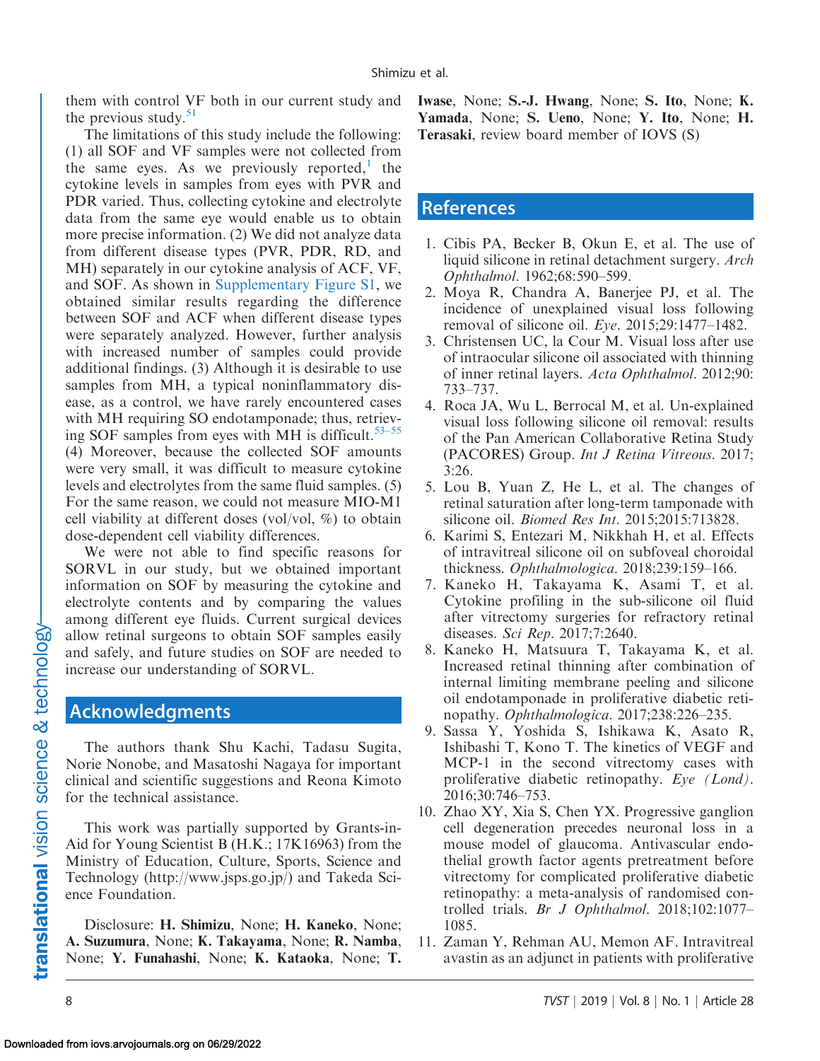them with control VF both in our current study and the previous study.[51]

The limitations of this study include the following: (1) all SOF and VF samples were not collected from the same eyes. As we previously reported,[1] the cytokine levels in samples from eyes with PVR and PDR varied. Thus, collecting cytokine and electrolyte data from the same eye would enable us to obtain more precise information. (2) We did not analyze data from different disease types (PVR, PDR, RD, and MH) separately in our cytokine analysis of ACF, VF, and SOF. As shown in Supplementary Figure S1, we obtained similar results regarding the difference between SOF and ACF when different disease types were separately analyzed. However, further analysis with increased number of samples could provide additional findings. (3) Although it is desirable to use samples from MH, a typical noninflammatory disease, as a control, we have rarely encountered cases with MH requiring SO endotamponade; thus, retrieving SOF samples from eyes with MH is difficult.[53–55] (4) Moreover, because the collected SOF amounts were very small, it was difficult to measure cytokine levels and electrolytes from the same fluid samples. (5) For the same reason, we could not measure MIO-M1 cell viability at different doses (vol/vol, %) to obtain dose-dependent cell viability differences.

We were not able to find specific reasons for SORVL in our study, but we obtained important information on SOF by measuring the cytokine and electrolyte contents and by comparing the values among different eye fluids. Current surgical devices allow retinal surgeons to obtain SOF samples easily and safely, and future studies on SOF are needed to increase our understanding of SORVL.

## Acknowledgments

The authors thank Shu Kachi, Tadasu Sugita, Norie Nonobe, and Masatoshi Nagaya for important clinical and scientific suggestions and Reona Kimoto for the technical assistance.

This work was partially supported by Grants-in-Aid for Young Scientist B (H.K.; 17K16963) from the Ministry of Education, Culture, Sports, Science and Technology (http://www.jsps.go.jp/) and Takeda Science Foundation.

Disclosure: **H. Shimizu**, None; **H. Kaneko**, None; **A. Suzumura**, None; **K. Takayama**, None; **R. Namba**, None; **Y. Funahashi**, None; **K. Kataoka**, None; **T. Iwase**, None; **S.-J. Hwang**, None; **S. Ito**, None; **K. Yamada**, None; **S. Ueno**, None; **Y. Ito**, None; **H. Terasaki**, review board member of IOVS (S)

## References

1. Cibis PA, Becker B, Okun E, et al. The use of liquid silicone in retinal detachment surgery. *Arch Ophthalmol*. 1962;68:590–599.
2. Moya R, Chandra A, Banerjee PJ, et al. The incidence of unexplained visual loss following removal of silicone oil. *Eye*. 2015;29:1477–1482.
3. Christensen UC, la Cour M. Visual loss after use of intraocular silicone oil associated with thinning of inner retinal layers. *Acta Ophthalmol*. 2012;90:733–737.
4. Roca JA, Wu L, Berrocal M, et al. Un-explained visual loss following silicone oil removal: results of the Pan American Collaborative Retina Study (PACORES) Group. *Int J Retina Vitreous*. 2017;3:26.
5. Lou B, Yuan Z, He L, et al. The changes of retinal saturation after long-term tamponade with silicone oil. *Biomed Res Int*. 2015;2015:713828.
6. Karimi S, Entezari M, Nikkhah H, et al. Effects of intravitreal silicone oil on subfoveal choroidal thickness. *Ophthalmologica*. 2018;239:159–166.
7. Kaneko H, Takayama K, Asami T, et al. Cytokine profiling in the sub-silicone oil fluid after vitrectomy surgeries for refractory retinal diseases. *Sci Rep*. 2017;7:2640.
8. Kaneko H, Matsuura T, Takayama K, et al. Increased retinal thinning after combination of internal limiting membrane peeling and silicone oil endotamponade in proliferative diabetic retinopathy. *Ophthalmologica*. 2017;238:226–235.
9. Sassa Y, Yoshida S, Ishikawa K, Asato R, Ishibashi T, Kono T. The kinetics of VEGF and MCP-1 in the second vitrectomy cases with proliferative diabetic retinopathy. *Eye (Lond)*. 2016;30:746–753.
10. Zhao XY, Xia S, Chen YX. Progressive ganglion cell degeneration precedes neuronal loss in a mouse model of glaucoma. Antivascular endothelial growth factor agents pretreatment before vitrectomy for complicated proliferative diabetic retinopathy: a meta-analysis of randomised controlled trials. *Br J Ophthalmol*. 2018;102:1077–1085.
11. Zaman Y, Rehman AU, Memon AF. Intravitreal avastin as an adjunct in patients with proliferative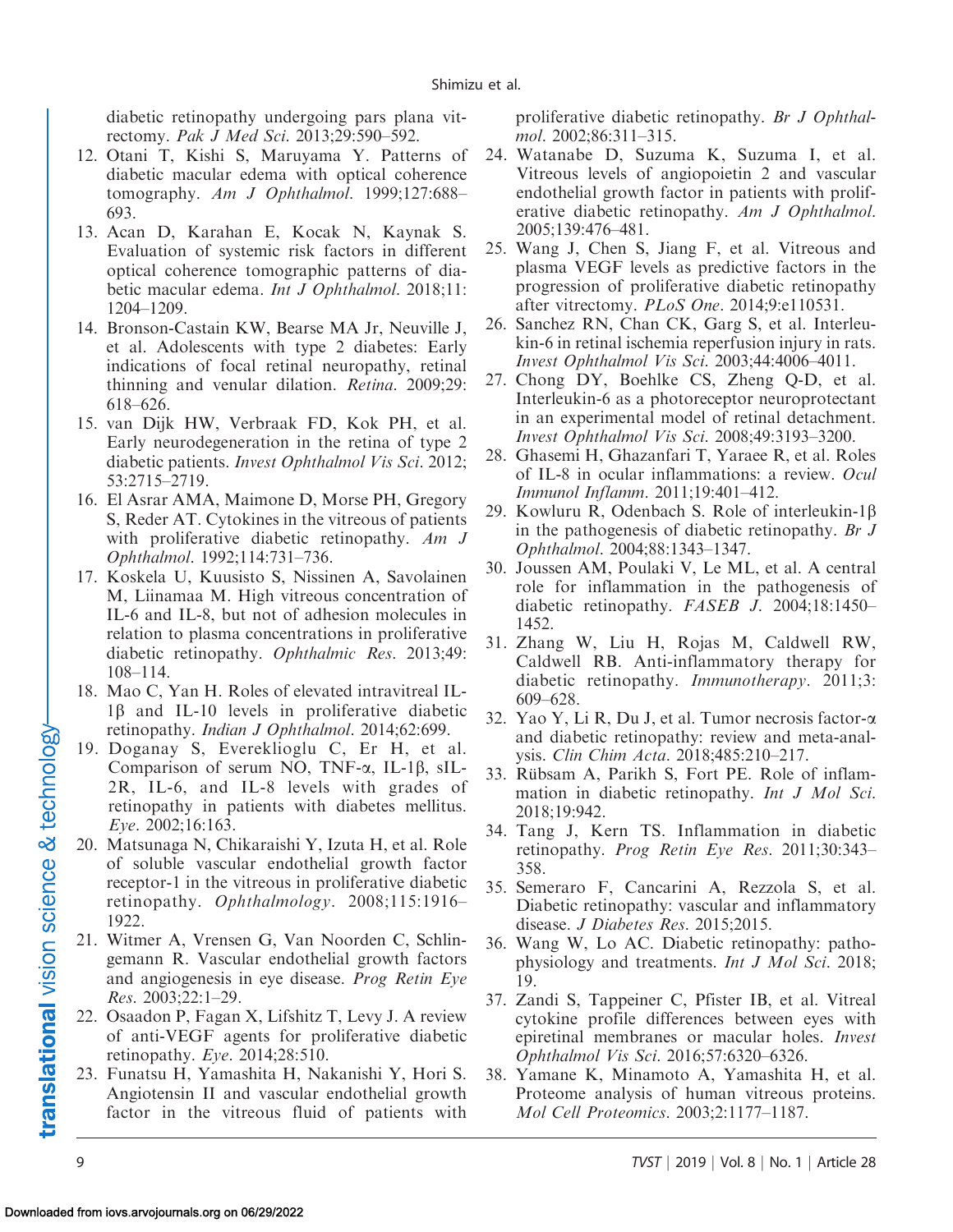diabetic retinopathy undergoing pars plana vitrectomy. *Pak J Med Sci*. 2013;29:590–592.

12. Otani T, Kishi S, Maruyama Y. Patterns of diabetic macular edema with optical coherence tomography. *Am J Ophthalmol*. 1999;127:688–693.
13. Acan D, Karahan E, Kocak N, Kaynak S. Evaluation of systemic risk factors in different optical coherence tomographic patterns of diabetic macular edema. *Int J Ophthalmol*. 2018;11:1204–1209.
14. Bronson-Castain KW, Bearse MA Jr, Neuville J, et al. Adolescents with type 2 diabetes: Early indications of focal retinal neuropathy, retinal thinning and venular dilation. *Retina*. 2009;29:618–626.
15. van Dijk HW, Verbraak FD, Kok PH, et al. Early neurodegeneration in the retina of type 2 diabetic patients. *Invest Ophthalmol Vis Sci*. 2012;53:2715–2719.
16. El Asrar AMA, Maimone D, Morse PH, Gregory S, Reder AT. Cytokines in the vitreous of patients with proliferative diabetic retinopathy. *Am J Ophthalmol*. 1992;114:731–736.
17. Koskela U, Kuusisto S, Nissinen A, Savolainen M, Liinamaa M. High vitreous concentration of IL-6 and IL-8, but not of adhesion molecules in relation to plasma concentrations in proliferative diabetic retinopathy. *Ophthalmic Res*. 2013;49:108–114.
18. Mao C, Yan H. Roles of elevated intravitreal IL-1β and IL-10 levels in proliferative diabetic retinopathy. *Indian J Ophthalmol*. 2014;62:699.
19. Doganay S, Evereklioglu C, Er H, et al. Comparison of serum NO, TNF-α, IL-1β, sIL-2R, IL-6, and IL-8 levels with grades of retinopathy in patients with diabetes mellitus. *Eye*. 2002;16:163.
20. Matsunaga N, Chikaraishi Y, Izuta H, et al. Role of soluble vascular endothelial growth factor receptor-1 in the vitreous in proliferative diabetic retinopathy. *Ophthalmology*. 2008;115:1916–1922.
21. Witmer A, Vrensen G, Van Noorden C, Schlingemann R. Vascular endothelial growth factors and angiogenesis in eye disease. *Prog Retin Eye Res*. 2003;22:1–29.
22. Osaadon P, Fagan X, Lifshitz T, Levy J. A review of anti-VEGF agents for proliferative diabetic retinopathy. *Eye*. 2014;28:510.
23. Funatsu H, Yamashita H, Nakanishi Y, Hori S. Angiotensin II and vascular endothelial growth factor in the vitreous fluid of patients with proliferative diabetic retinopathy. *Br J Ophthalmol*. 2002;86:311–315.
24. Watanabe D, Suzuma K, Suzuma I, et al. Vitreous levels of angiopoietin 2 and vascular endothelial growth factor in patients with proliferative diabetic retinopathy. *Am J Ophthalmol*. 2005;139:476–481.
25. Wang J, Chen S, Jiang F, et al. Vitreous and plasma VEGF levels as predictive factors in the progression of proliferative diabetic retinopathy after vitrectomy. *PLoS One*. 2014;9:e110531.
26. Sanchez RN, Chan CK, Garg S, et al. Interleukin-6 in retinal ischemia reperfusion injury in rats. *Invest Ophthalmol Vis Sci*. 2003;44:4006–4011.
27. Chong DY, Boehlke CS, Zheng Q-D, et al. Interleukin-6 as a photoreceptor neuroprotectant in an experimental model of retinal detachment. *Invest Ophthalmol Vis Sci*. 2008;49:3193–3200.
28. Ghasemi H, Ghazanfari T, Yaraee R, et al. Roles of IL-8 in ocular inflammations: a review. *Ocul Immunol Inflamm*. 2011;19:401–412.
29. Kowluru R, Odenbach S. Role of interleukin-1β in the pathogenesis of diabetic retinopathy. *Br J Ophthalmol*. 2004;88:1343–1347.
30. Joussen AM, Poulaki V, Le ML, et al. A central role for inflammation in the pathogenesis of diabetic retinopathy. *FASEB J*. 2004;18:1450–1452.
31. Zhang W, Liu H, Rojas M, Caldwell RW, Caldwell RB. Anti-inflammatory therapy for diabetic retinopathy. *Immunotherapy*. 2011;3:609–628.
32. Yao Y, Li R, Du J, et al. Tumor necrosis factor-α and diabetic retinopathy: review and meta-analysis. *Clin Chim Acta*. 2018;485:210–217.
33. Rübsam A, Parikh S, Fort PE. Role of inflammation in diabetic retinopathy. *Int J Mol Sci*. 2018;19:942.
34. Tang J, Kern TS. Inflammation in diabetic retinopathy. *Prog Retin Eye Res*. 2011;30:343–358.
35. Semeraro F, Cancarini A, Rezzola S, et al. Diabetic retinopathy: vascular and inflammatory disease. *J Diabetes Res*. 2015;2015.
36. Wang W, Lo AC. Diabetic retinopathy: pathophysiology and treatments. *Int J Mol Sci*. 2018;19.
37. Zandi S, Tappeiner C, Pfister IB, et al. Vitreal cytokine profile differences between eyes with epiretinal membranes or macular holes. *Invest Ophthalmol Vis Sci*. 2016;57:6320–6326.
38. Yamane K, Minamoto A, Yamashita H, et al. Proteome analysis of human vitreous proteins. *Mol Cell Proteomics*. 2003;2:1177–1187.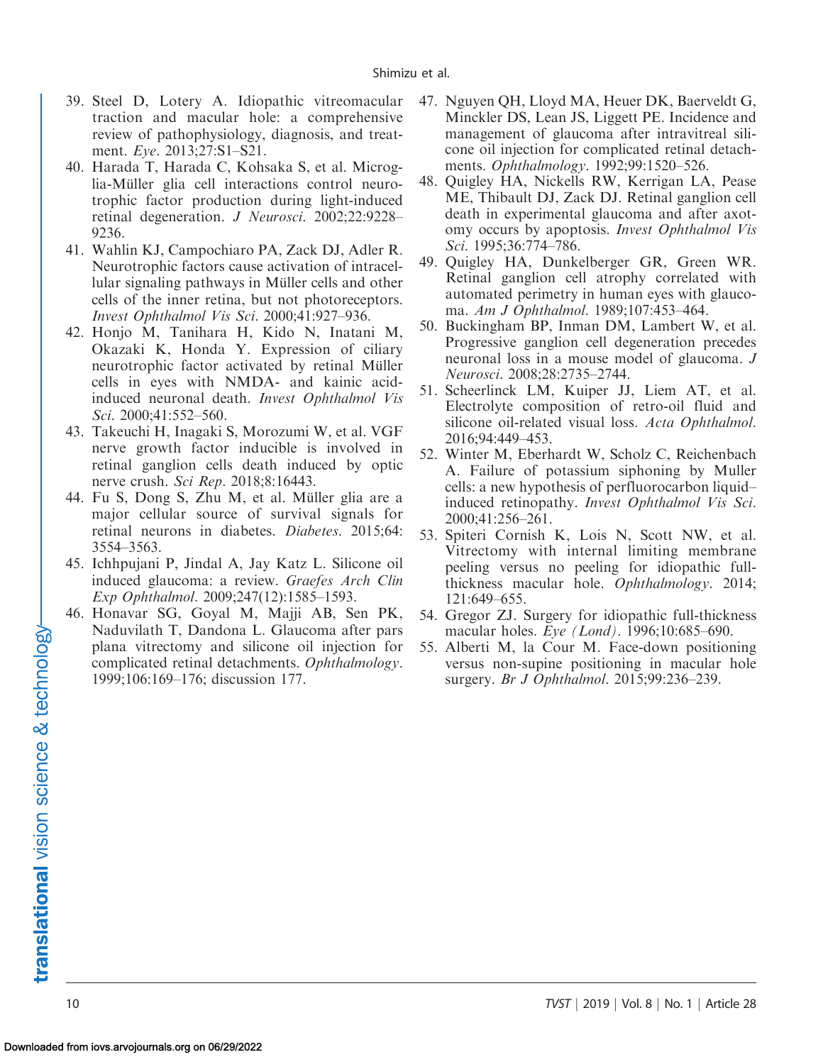39. Steel D, Lotery A. Idiopathic vitreomacular traction and macular hole: a comprehensive review of pathophysiology, diagnosis, and treatment. *Eye*. 2013;27:S1–S21.
40. Harada T, Harada C, Kohsaka S, et al. Microglia-Müller glia cell interactions control neurotrophic factor production during light-induced retinal degeneration. *J Neurosci*. 2002;22:9228–9236.
41. Wahlin KJ, Campochiaro PA, Zack DJ, Adler R. Neurotrophic factors cause activation of intracellular signaling pathways in Müller cells and other cells of the inner retina, but not photoreceptors. *Invest Ophthalmol Vis Sci*. 2000;41:927–936.
42. Honjo M, Tanihara H, Kido N, Inatani M, Okazaki K, Honda Y. Expression of ciliary neurotrophic factor activated by retinal Müller cells in eyes with NMDA- and kainic acid-induced neuronal death. *Invest Ophthalmol Vis Sci*. 2000;41:552–560.
43. Takeuchi H, Inagaki S, Morozumi W, et al. VGF nerve growth factor inducible is involved in retinal ganglion cells death induced by optic nerve crush. *Sci Rep*. 2018;8:16443.
44. Fu S, Dong S, Zhu M, et al. Müller glia are a major cellular source of survival signals for retinal neurons in diabetes. *Diabetes*. 2015;64:3554–3563.
45. Ichhpujani P, Jindal A, Jay Katz L. Silicone oil induced glaucoma: a review. *Graefes Arch Clin Exp Ophthalmol*. 2009;247(12):1585–1593.
46. Honavar SG, Goyal M, Majji AB, Sen PK, Naduvilath T, Dandona L. Glaucoma after pars plana vitrectomy and silicone oil injection for complicated retinal detachments. *Ophthalmology*. 1999;106:169–176; discussion 177.
47. Nguyen QH, Lloyd MA, Heuer DK, Baerveldt G, Minckler DS, Lean JS, Liggett PE. Incidence and management of glaucoma after intravitreal silicone oil injection for complicated retinal detachments. *Ophthalmology*. 1992;99:1520–526.
48. Quigley HA, Nickells RW, Kerrigan LA, Pease ME, Thibault DJ, Zack DJ. Retinal ganglion cell death in experimental glaucoma and after axotomy occurs by apoptosis. *Invest Ophthalmol Vis Sci*. 1995;36:774–786.
49. Quigley HA, Dunkelberger GR, Green WR. Retinal ganglion cell atrophy correlated with automated perimetry in human eyes with glaucoma. *Am J Ophthalmol*. 1989;107:453–464.
50. Buckingham BP, Inman DM, Lambert W, et al. Progressive ganglion cell degeneration precedes neuronal loss in a mouse model of glaucoma. *J Neurosci*. 2008;28:2735–2744.
51. Scheerlinck LM, Kuiper JJ, Liem AT, et al. Electrolyte composition of retro-oil fluid and silicone oil-related visual loss. *Acta Ophthalmol*. 2016;94:449–453.
52. Winter M, Eberhardt W, Scholz C, Reichenbach A. Failure of potassium siphoning by Muller cells: a new hypothesis of perfluorocarbon liquid–induced retinopathy. *Invest Ophthalmol Vis Sci*. 2000;41:256–261.
53. Spiteri Cornish K, Lois N, Scott NW, et al. Vitrectomy with internal limiting membrane peeling versus no peeling for idiopathic full-thickness macular hole. *Ophthalmology*. 2014;121:649–655.
54. Gregor ZJ. Surgery for idiopathic full-thickness macular holes. *Eye (Lond)*. 1996;10:685–690.
55. Alberti M, la Cour M. Face-down positioning versus non-supine positioning in macular hole surgery. *Br J Ophthalmol*. 2015;99:236–239.